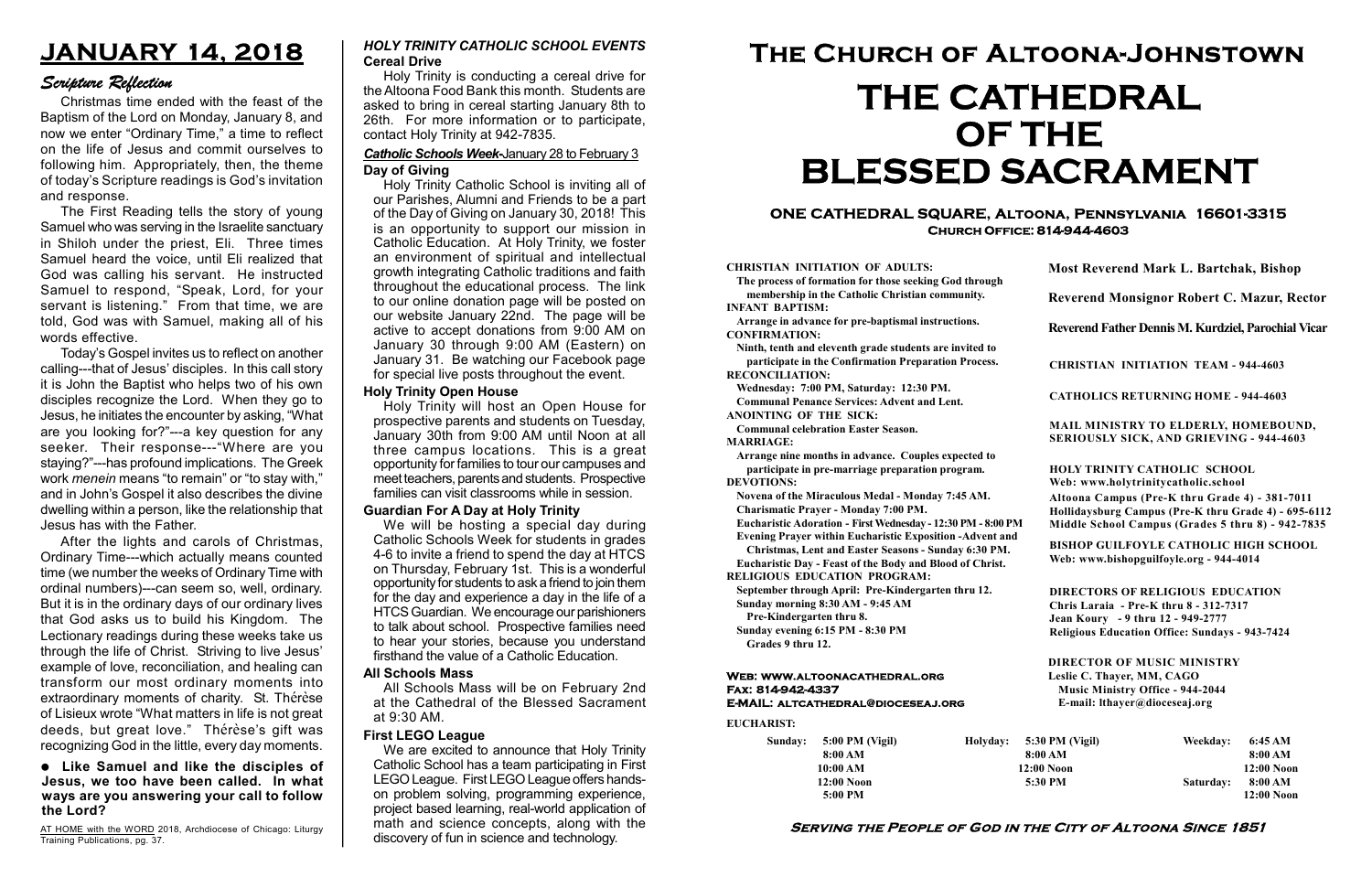# JANUARY 14, 2018

## Scripture Reflection

Christmas time ended with the feast of the Baptism of the Lord on Monday, January 8, and now we enter "Ordinary Time," a time to reflect on the life of Jesus and commit ourselves to following him. Appropriately, then, the theme of today's Scripture readings is God's invitation and response.

The First Reading tells the story of young Samuel who was serving in the Israelite sanctuary in Shiloh under the priest, Eli. Three times Samuel heard the voice, until Eli realized that God was calling his servant. He instructed Samuel to respond, "Speak, Lord, for your servant is listening." From that time, we are told, God was with Samuel, making all of his words effective.

Today's Gospel invites us to reflect on another calling---that of Jesus' disciples. In this call story it is John the Baptist who helps two of his own disciples recognize the Lord. When they go to Jesus, he initiates the encounter by asking, "What are you looking for?"---a key question for any seeker. Their response---"Where are you staying?"---has profound implications. The Greek work *menein* means "to remain" or "to stay with," and in John's Gospel it also describes the divine dwelling within a person, like the relationship that Jesus has with the Father.

After the lights and carols of Christmas, Ordinary Time---which actually means counted time (we number the weeks of Ordinary Time with ordinal numbers)---can seem so, well, ordinary. But it is in the ordinary days of our ordinary lives that God asks us to build his Kingdom. The Lectionary readings during these weeks take us through the life of Christ. Striving to live Jesus' example of love, reconciliation, and healing can transform our most ordinary moments into extraordinary moments of charity. St. Thérèse of Lisieux wrote "What matters in life is not great deeds, but great love." Thérèse's gift was recognizing God in the little, every day moments.

- **Like Samuel and like the disciples of Jesus, we too have been called. In what ways are you answering your call to follow the Lord?**

AT HOME with the WORD 2018, Archdiocese of Chicago: Liturgy Training Publications, pg. 37.

### *HOLY TRINITY CATHOLIC SCHOOL EVENTS*

**Cereal Drive**

Holy Trinity is conducting a cereal drive for the Altoona Food Bank this month. Students are asked to bring in cereal starting January 8th to 26th. For more information or to participate, contact Holy Trinity at 942-7835.

***Catholic Schools Week*-January 28 to February 3**

**Day of Giving**

Holy Trinity Catholic School is inviting all of our Parishes, Alumni and Friends to be a part of the Day of Giving on January 30, 2018! This is an opportunity to support our mission in Catholic Education. At Holy Trinity, we foster an environment of spiritual and intellectual growth integrating Catholic traditions and faith throughout the educational process. The link to our online donation page will be posted on our website January 22nd. The page will be active to accept donations from 9:00 AM on January 30 through 9:00 AM (Eastern) on January 31. Be watching our Facebook page for special live posts throughout the event.

**Holy Trinity Open House**

Holy Trinity will host an Open House for prospective parents and students on Tuesday, January 30th from 9:00 AM until Noon at all three campus locations. This is a great opportunity for families to tour our campuses and meet teachers, parents and students. Prospective families can visit classrooms while in session.

**Guardian For A Day at Holy Trinity**

We will be hosting a special day during Catholic Schools Week for students in grades 4-6 to invite a friend to spend the day at HTCS on Thursday, February 1st. This is a wonderful opportunity for students to ask a friend to join them for the day and experience a day in the life of a HTCS Guardian. We encourage our parishioners to talk about school. Prospective families need to hear your stories, because you understand firsthand the value of a Catholic Education.

**All Schools Mass**

All Schools Mass will be on February 2nd at the Cathedral of the Blessed Sacrament at 9:30 AM.

**First LEGO League**

We are excited to announce that Holy Trinity Catholic School has a team participating in First LEGO League. First LEGO League offers hands-on problem solving, programming experience, project based learning, real-world application of math and science concepts, along with the discovery of fun in science and technology.

# The Church of Altoona-Johnstown

# THE CATHEDRAL OF THE BLESSED SACRAMENT

**ONE CATHEDRAL SQUARE, Altoona, Pennsylvania 16601-3315**
**Church Office: 814-944-4603**

**CHRISTIAN INITIATION OF ADULTS:**
The process of formation for those seeking God through membership in the Catholic Christian community.
**INFANT BAPTISM:**
Arrange in advance for pre-baptismal instructions.
**CONFIRMATION:**
Ninth, tenth and eleventh grade students are invited to participate in the Confirmation Preparation Process.
**RECONCILIATION:**
Wednesday: 7:00 PM, Saturday: 12:30 PM.
Communal Penance Services: Advent and Lent.
**ANOINTING OF THE SICK:**
Communal celebration Easter Season.
**MARRIAGE:**
Arrange nine months in advance. Couples expected to participate in pre-marriage preparation program.
**DEVOTIONS:**
Novena of the Miraculous Medal - Monday 7:45 AM.
Charismatic Prayer - Monday 7:00 PM.
Eucharistic Adoration - First Wednesday - 12:30 PM - 8:00 PM
Evening Prayer within Eucharistic Exposition -Advent and Christmas, Lent and Easter Seasons - Sunday 6:30 PM.
Eucharistic Day - Feast of the Body and Blood of Christ.
**RELIGIOUS EDUCATION PROGRAM:**
September through April: Pre-Kindergarten thru 12.
Sunday morning 8:30 AM - 9:45 AM
Pre-Kindergarten thru 8.
Sunday evening 6:15 PM - 8:30 PM
Grades 9 thru 12.

**Most Reverend Mark L. Bartchak, Bishop**

**Reverend Monsignor Robert C. Mazur, Rector**

**Reverend Father Dennis M. Kurdziel, Parochial Vicar**

**CHRISTIAN INITIATION TEAM - 944-4603**

**CATHOLICS RETURNING HOME - 944-4603**

**MAIL MINISTRY TO ELDERLY, HOMEBOUND, SERIOUSLY SICK, AND GRIEVING - 944-4603**

**HOLY TRINITY CATHOLIC SCHOOL**
Web: www.holytrinitycatholic.school
Altoona Campus (Pre-K thru Grade 4) - 381-7011
Hollidaysburg Campus (Pre-K thru Grade 4) - 695-6112
Middle School Campus (Grades 5 thru 8) - 942-7835

**BISHOP GUILFOYLE CATHOLIC HIGH SCHOOL**
Web: www.bishopguilfoyle.org - 944-4014

**DIRECTORS OF RELIGIOUS EDUCATION**
Chris Laraia - Pre-K thru 8 - 312-7317
Jean Koury - 9 thru 12 - 949-2777
Religious Education Office: Sundays - 943-7424

**DIRECTOR OF MUSIC MINISTRY**
Leslie C. Thayer, MM, CAGO
Music Ministry Office - 944-2044
E-mail: lthayer@dioceseaj.org

**Web: www.altoonacathedral.org**
**Fax: 814-942-4337**
**E-MAIL: altcathedral@dioceseaj.org**

**EUCHARIST:**

| Sunday: | 5:00 PM (Vigil) | Holyday: | 5:30 PM (Vigil) | Weekday: | 6:45 AM |
|---|---|---|---|---|---|
| | 8:00 AM | | 8:00 AM | | 8:00 AM |
| | 10:00 AM | | 12:00 Noon | | 12:00 Noon |
| | 12:00 Noon | | 5:30 PM | Saturday: | 8:00 AM |
| | 5:00 PM | | | | 12:00 Noon |

**Serving the People of God in the City of Altoona Since 1851**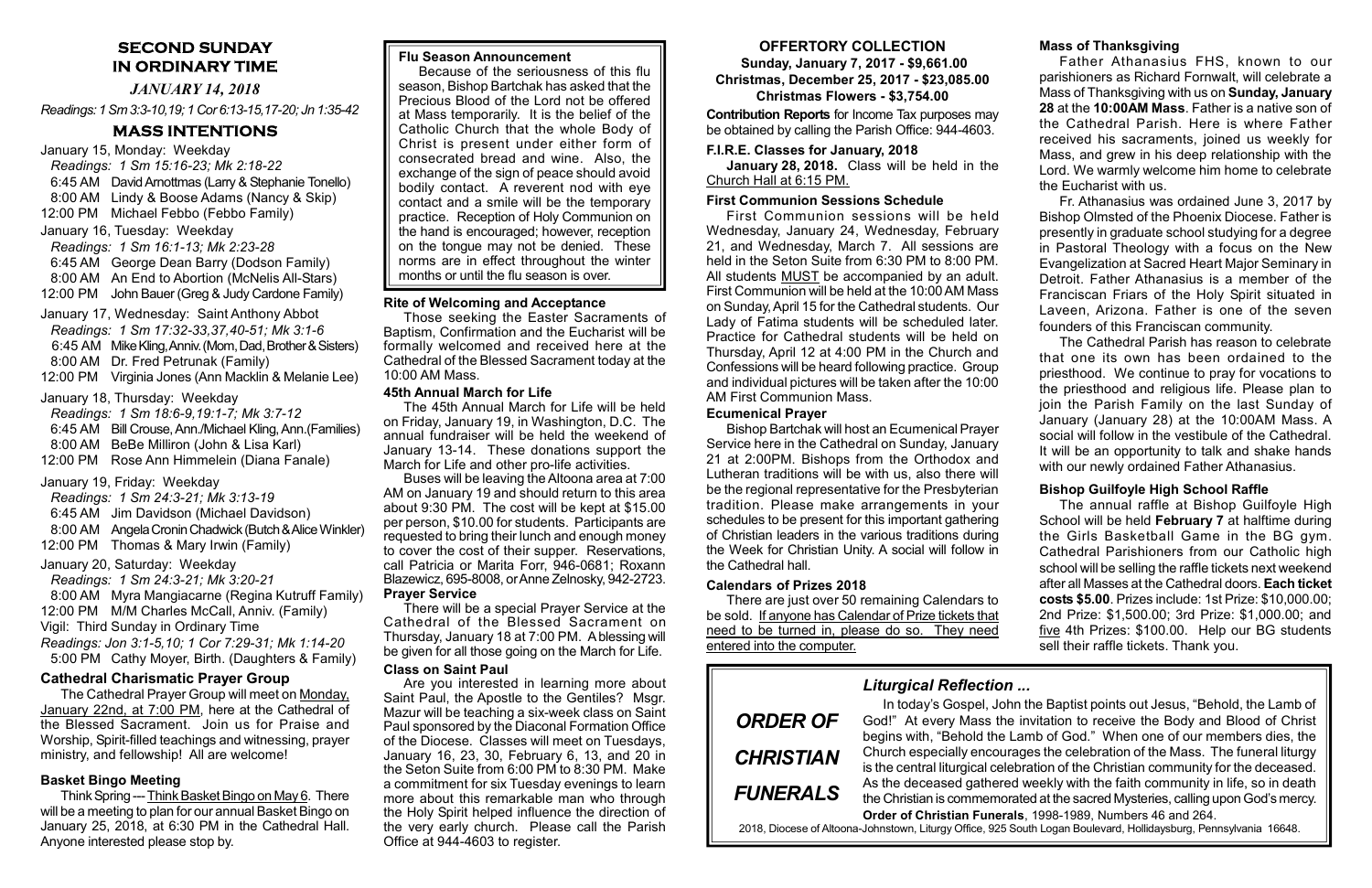# SECOND SUNDAY IN ORDINARY TIME

*JANUARY 14, 2018*

*Readings: 1 Sm 3:3-10,19; 1 Cor 6:13-15,17-20; Jn 1:35-42*

## MASS INTENTIONS

January 15, Monday: Weekday
*Readings: 1 Sm 15:16-23; Mk 2:18-22*
6:45 AM David Arnottmas (Larry & Stephanie Tonello)
8:00 AM Lindy & Boose Adams (Nancy & Skip)
12:00 PM Michael Febbo (Febbo Family)

January 16, Tuesday: Weekday
*Readings: 1 Sm 16:1-13; Mk 2:23-28*
6:45 AM George Dean Barry (Dodson Family)
8:00 AM An End to Abortion (McNelis All-Stars)
12:00 PM John Bauer (Greg & Judy Cardone Family)

January 17, Wednesday: Saint Anthony Abbot
*Readings: 1 Sm 17:32-33,37,40-51; Mk 3:1-6*
6:45 AM Mike Kling, Anniv. (Mom, Dad, Brother & Sisters)
8:00 AM Dr. Fred Petrunak (Family)
12:00 PM Virginia Jones (Ann Macklin & Melanie Lee)

January 18, Thursday: Weekday
*Readings: 1 Sm 18:6-9,19:1-7; Mk 3:7-12*
6:45 AM Bill Crouse, Ann./Michael Kling, Ann.(Families)
8:00 AM BeBe Milliron (John & Lisa Karl)
12:00 PM Rose Ann Himmelein (Diana Fanale)

January 19, Friday: Weekday
*Readings: 1 Sm 24:3-21; Mk 3:13-19*
6:45 AM Jim Davidson (Michael Davidson)
8:00 AM Angela Cronin Chadwick (Butch & Alice Winkler)
12:00 PM Thomas & Mary Irwin (Family)

January 20, Saturday: Weekday
*Readings: 1 Sm 24:3-21; Mk 3:20-21*
8:00 AM Myra Mangiacarne (Regina Kutruff Family)
12:00 PM M/M Charles McCall, Anniv. (Family)
Vigil: Third Sunday in Ordinary Time
*Readings: Jon 3:1-5,10; 1 Cor 7:29-31; Mk 1:14-20*
5:00 PM Cathy Moyer, Birth. (Daughters & Family)

### Cathedral Charismatic Prayer Group

The Cathedral Prayer Group will meet on Monday, January 22nd, at 7:00 PM, here at the Cathedral of the Blessed Sacrament. Join us for Praise and Worship, Spirit-filled teachings and witnessing, prayer ministry, and fellowship! All are welcome!

### Basket Bingo Meeting

Think Spring --- Think Basket Bingo on May 6. There will be a meeting to plan for our annual Basket Bingo on January 25, 2018, at 6:30 PM in the Cathedral Hall. Anyone interested please stop by.

### Flu Season Announcement

Because of the seriousness of this flu season, Bishop Bartchak has asked that the Precious Blood of the Lord not be offered at Mass temporarily. It is the belief of the Catholic Church that the whole Body of Christ is present under either form of consecrated bread and wine. Also, the exchange of the sign of peace should avoid bodily contact. A reverent nod with eye contact and a smile will be the temporary practice. Reception of Holy Communion on the hand is encouraged; however, reception on the tongue may not be denied. These norms are in effect throughout the winter months or until the flu season is over.

### Rite of Welcoming and Acceptance

Those seeking the Easter Sacraments of Baptism, Confirmation and the Eucharist will be formally welcomed and received here at the Cathedral of the Blessed Sacrament today at the 10:00 AM Mass.

### 45th Annual March for Life

The 45th Annual March for Life will be held on Friday, January 19, in Washington, D.C. The annual fundraiser will be held the weekend of January 13-14. These donations support the March for Life and other pro-life activities.

Buses will be leaving the Altoona area at 7:00 AM on January 19 and should return to this area about 9:30 PM. The cost will be kept at $15.00 per person, $10.00 for students. Participants are requested to bring their lunch and enough money to cover the cost of their supper. Reservations, call Patricia or Marita Forr, 946-0681; Roxann Blazewicz, 695-8008, or Anne Zelnosky, 942-2723.

### Prayer Service

There will be a special Prayer Service at the Cathedral of the Blessed Sacrament on Thursday, January 18 at 7:00 PM. A blessing will be given for all those going on the March for Life.

### Class on Saint Paul

Are you interested in learning more about Saint Paul, the Apostle to the Gentiles? Msgr. Mazur will be teaching a six-week class on Saint Paul sponsored by the Diaconal Formation Office of the Diocese. Classes will meet on Tuesdays, January 16, 23, 30, February 6, 13, and 20 in the Seton Suite from 6:00 PM to 8:30 PM. Make a commitment for six Tuesday evenings to learn more about this remarkable man who through the Holy Spirit helped influence the direction of the very early church. Please call the Parish Office at 944-4603 to register.

### OFFERTORY COLLECTION

**Sunday, January 7, 2017 - $9,661.00**
**Christmas, December 25, 2017 - $23,085.00**
**Christmas Flowers - $3,754.00**

**Contribution Reports** for Income Tax purposes may be obtained by calling the Parish Office: 944-4603.

### F.I.R.E. Classes for January, 2018

**January 28, 2018.** Class will be held in the Church Hall at 6:15 PM.

### First Communion Sessions Schedule

First Communion sessions will be held Wednesday, January 24, Wednesday, February 21, and Wednesday, March 7. All sessions are held in the Seton Suite from 6:30 PM to 8:00 PM. All students MUST be accompanied by an adult. First Communion will be held at the 10:00 AM Mass on Sunday, April 15 for the Cathedral students. Our Lady of Fatima students will be scheduled later. Practice for Cathedral students will be held on Thursday, April 12 at 4:00 PM in the Church and Confessions will be heard following practice. Group and individual pictures will be taken after the 10:00 AM First Communion Mass.

### Ecumenical Prayer

Bishop Bartchak will host an Ecumenical Prayer Service here in the Cathedral on Sunday, January 21 at 2:00PM. Bishops from the Orthodox and Lutheran traditions will be with us, also there will be the regional representative for the Presbyterian tradition. Please make arrangements in your schedules to be present for this important gathering of Christian leaders in the various traditions during the Week for Christian Unity. A social will follow in the Cathedral hall.

### Calendars of Prizes 2018

There are just over 50 remaining Calendars to be sold. If anyone has Calendar of Prize tickets that need to be turned in, please do so. They need entered into the computer.

### Mass of Thanksgiving

Father Athanasius FHS, known to our parishioners as Richard Fornwalt, will celebrate a Mass of Thanksgiving with us on **Sunday, January 28** at the **10:00AM Mass**. Father is a native son of the Cathedral Parish. Here is where Father received his sacraments, joined us weekly for Mass, and grew in his deep relationship with the Lord. We warmly welcome him home to celebrate the Eucharist with us.

Fr. Athanasius was ordained June 3, 2017 by Bishop Olmsted of the Phoenix Diocese. Father is presently in graduate school studying for a degree in Pastoral Theology with a focus on the New Evangelization at Sacred Heart Major Seminary in Detroit. Father Athanasius is a member of the Franciscan Friars of the Holy Spirit situated in Laveen, Arizona. Father is one of the seven founders of this Franciscan community.

The Cathedral Parish has reason to celebrate that one its own has been ordained to the priesthood. We continue to pray for vocations to the priesthood and religious life. Please plan to join the Parish Family on the last Sunday of January (January 28) at the 10:00AM Mass. A social will follow in the vestibule of the Cathedral. It will be an opportunity to talk and shake hands with our newly ordained Father Athanasius.

### Bishop Guilfoyle High School Raffle

The annual raffle at Bishop Guilfoyle High School will be held **February 7** at halftime during the Girls Basketball Game in the BG gym. Cathedral Parishioners from our Catholic high school will be selling the raffle tickets next weekend after all Masses at the Cathedral doors. **Each ticket costs $5.00**. Prizes include: 1st Prize: $10,000.00; 2nd Prize: $1,500.00; 3rd Prize: $1,000.00; and five 4th Prizes: $100.00. Help our BG students sell their raffle tickets. Thank you.

### *Liturgical Reflection ...*

***ORDER OF CHRISTIAN FUNERALS***

In today's Gospel, John the Baptist points out Jesus, "Behold, the Lamb of God!" At every Mass the invitation to receive the Body and Blood of Christ begins with, "Behold the Lamb of God." When one of our members dies, the Church especially encourages the celebration of the Mass. The funeral liturgy is the central liturgical celebration of the Christian community for the deceased. As the deceased gathered weekly with the faith community in life, so in death the Christian is commemorated at the sacred Mysteries, calling upon God's mercy.

**Order of Christian Funerals**, 1998-1989, Numbers 46 and 264.

2018, Diocese of Altoona-Johnstown, Liturgy Office, 925 South Logan Boulevard, Hollidaysburg, Pennsylvania 16648.